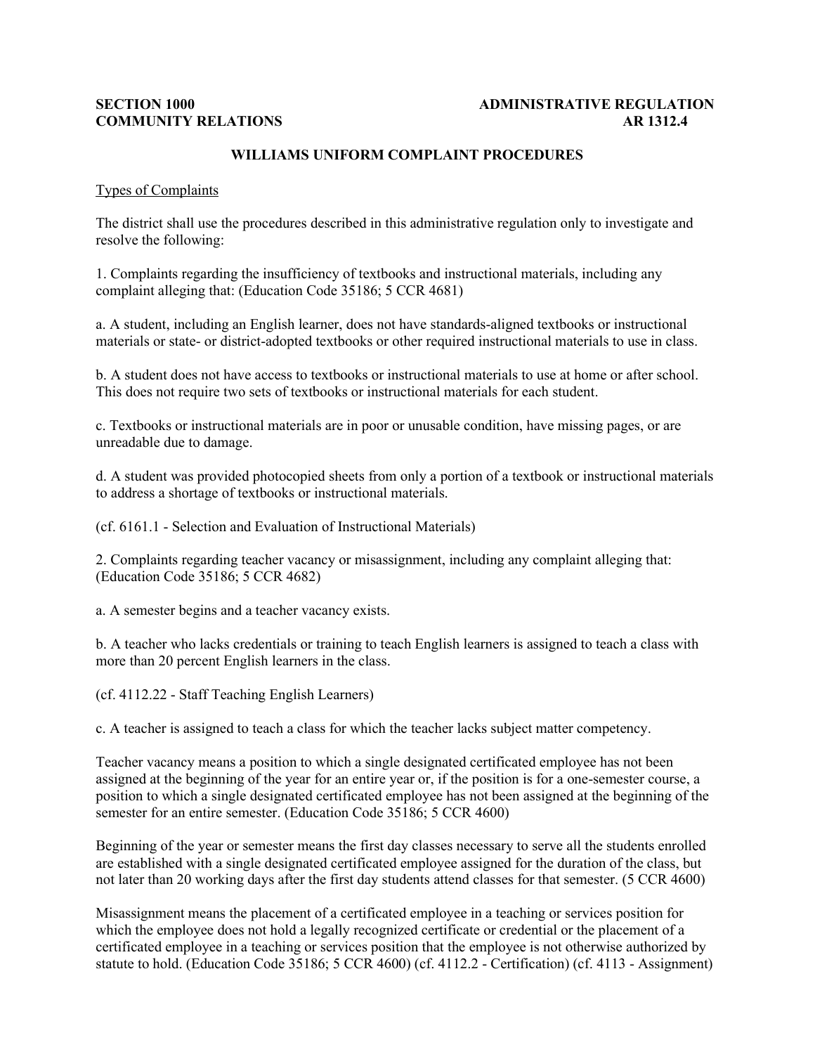**SECTION 1000**
**COMMUNITY RELATIONS**

**ADMINISTRATIVE REGULATION**
**AR 1312.4**

# WILLIAMS UNIFORM COMPLAINT PROCEDURES

Types of Complaints

The district shall use the procedures described in this administrative regulation only to investigate and resolve the following:

1. Complaints regarding the insufficiency of textbooks and instructional materials, including any complaint alleging that: (Education Code 35186; 5 CCR 4681)

a. A student, including an English learner, does not have standards-aligned textbooks or instructional materials or state- or district-adopted textbooks or other required instructional materials to use in class.

b. A student does not have access to textbooks or instructional materials to use at home or after school. This does not require two sets of textbooks or instructional materials for each student.

c. Textbooks or instructional materials are in poor or unusable condition, have missing pages, or are unreadable due to damage.

d. A student was provided photocopied sheets from only a portion of a textbook or instructional materials to address a shortage of textbooks or instructional materials.

(cf. 6161.1 - Selection and Evaluation of Instructional Materials)

2. Complaints regarding teacher vacancy or misassignment, including any complaint alleging that: (Education Code 35186; 5 CCR 4682)

a. A semester begins and a teacher vacancy exists.

b. A teacher who lacks credentials or training to teach English learners is assigned to teach a class with more than 20 percent English learners in the class.

(cf. 4112.22 - Staff Teaching English Learners)

c. A teacher is assigned to teach a class for which the teacher lacks subject matter competency.

Teacher vacancy means a position to which a single designated certificated employee has not been assigned at the beginning of the year for an entire year or, if the position is for a one-semester course, a position to which a single designated certificated employee has not been assigned at the beginning of the semester for an entire semester. (Education Code 35186; 5 CCR 4600)

Beginning of the year or semester means the first day classes necessary to serve all the students enrolled are established with a single designated certificated employee assigned for the duration of the class, but not later than 20 working days after the first day students attend classes for that semester. (5 CCR 4600)

Misassignment means the placement of a certificated employee in a teaching or services position for which the employee does not hold a legally recognized certificate or credential or the placement of a certificated employee in a teaching or services position that the employee is not otherwise authorized by statute to hold. (Education Code 35186; 5 CCR 4600) (cf. 4112.2 - Certification) (cf. 4113 - Assignment)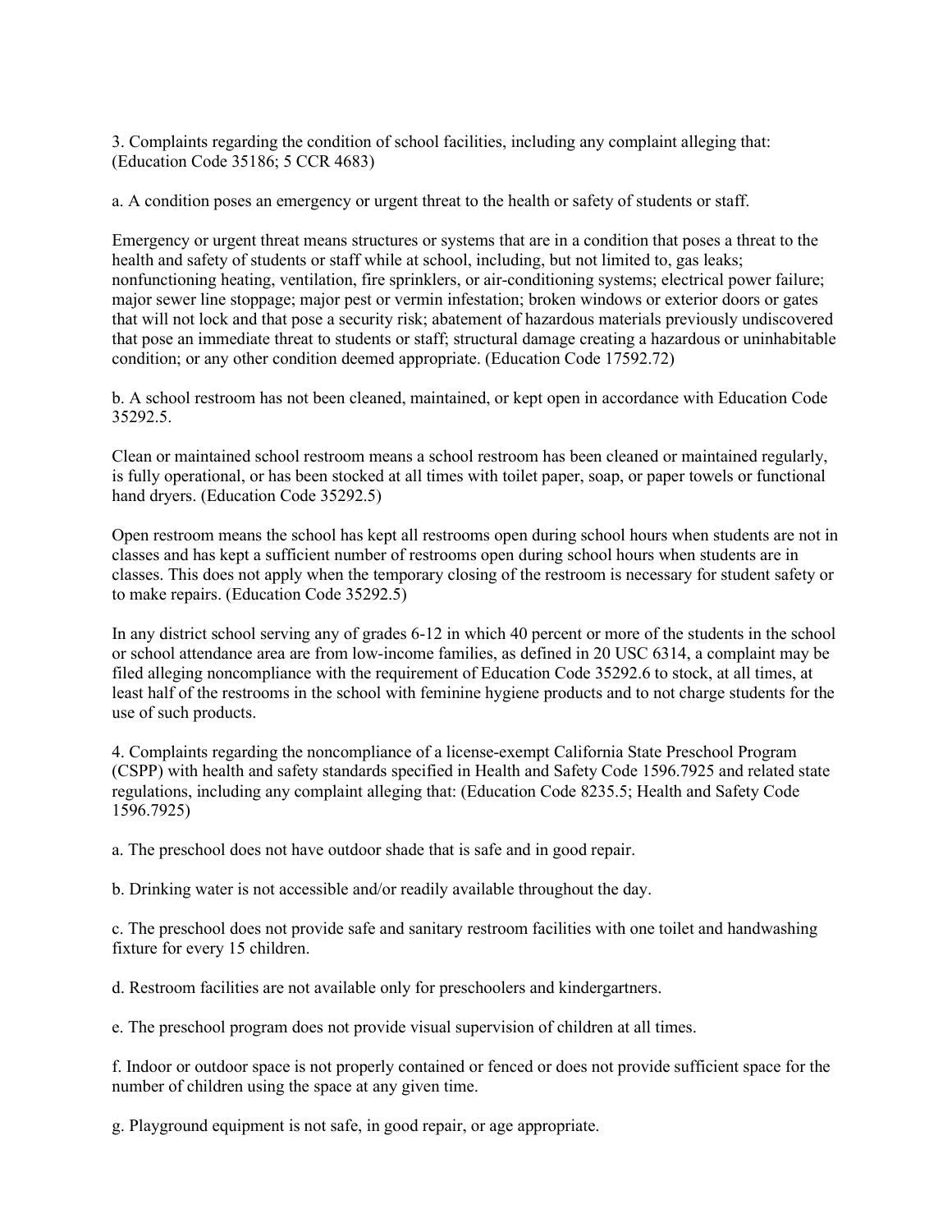3. Complaints regarding the condition of school facilities, including any complaint alleging that: (Education Code 35186; 5 CCR 4683)

a. A condition poses an emergency or urgent threat to the health or safety of students or staff.

Emergency or urgent threat means structures or systems that are in a condition that poses a threat to the health and safety of students or staff while at school, including, but not limited to, gas leaks; nonfunctioning heating, ventilation, fire sprinklers, or air-conditioning systems; electrical power failure; major sewer line stoppage; major pest or vermin infestation; broken windows or exterior doors or gates that will not lock and that pose a security risk; abatement of hazardous materials previously undiscovered that pose an immediate threat to students or staff; structural damage creating a hazardous or uninhabitable condition; or any other condition deemed appropriate. (Education Code 17592.72)

b. A school restroom has not been cleaned, maintained, or kept open in accordance with Education Code 35292.5.

Clean or maintained school restroom means a school restroom has been cleaned or maintained regularly, is fully operational, or has been stocked at all times with toilet paper, soap, or paper towels or functional hand dryers. (Education Code 35292.5)

Open restroom means the school has kept all restrooms open during school hours when students are not in classes and has kept a sufficient number of restrooms open during school hours when students are in classes. This does not apply when the temporary closing of the restroom is necessary for student safety or to make repairs. (Education Code 35292.5)

In any district school serving any of grades 6-12 in which 40 percent or more of the students in the school or school attendance area are from low-income families, as defined in 20 USC 6314, a complaint may be filed alleging noncompliance with the requirement of Education Code 35292.6 to stock, at all times, at least half of the restrooms in the school with feminine hygiene products and to not charge students for the use of such products.

4. Complaints regarding the noncompliance of a license-exempt California State Preschool Program (CSPP) with health and safety standards specified in Health and Safety Code 1596.7925 and related state regulations, including any complaint alleging that: (Education Code 8235.5; Health and Safety Code 1596.7925)

a. The preschool does not have outdoor shade that is safe and in good repair.

b. Drinking water is not accessible and/or readily available throughout the day.

c. The preschool does not provide safe and sanitary restroom facilities with one toilet and handwashing fixture for every 15 children.

d. Restroom facilities are not available only for preschoolers and kindergartners.

e. The preschool program does not provide visual supervision of children at all times.

f. Indoor or outdoor space is not properly contained or fenced or does not provide sufficient space for the number of children using the space at any given time.

g. Playground equipment is not safe, in good repair, or age appropriate.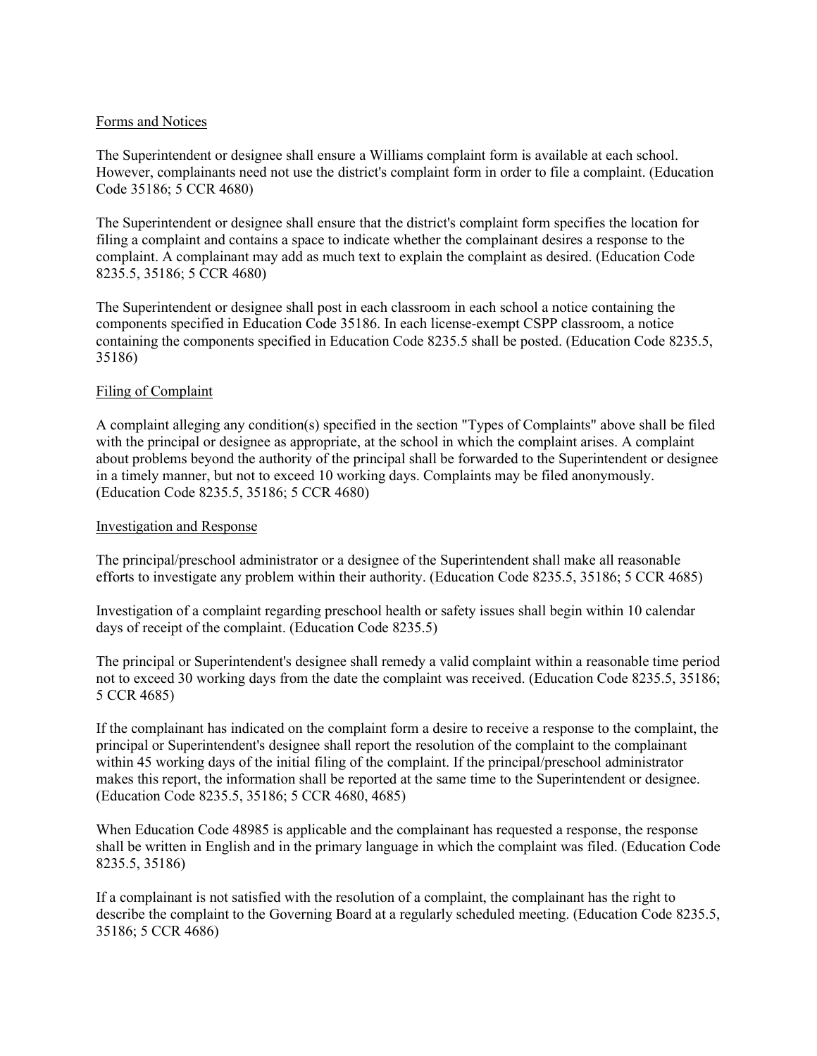## Forms and Notices

The Superintendent or designee shall ensure a Williams complaint form is available at each school. However, complainants need not use the district's complaint form in order to file a complaint. (Education Code 35186; 5 CCR 4680)

The Superintendent or designee shall ensure that the district's complaint form specifies the location for filing a complaint and contains a space to indicate whether the complainant desires a response to the complaint. A complainant may add as much text to explain the complaint as desired. (Education Code 8235.5, 35186; 5 CCR 4680)

The Superintendent or designee shall post in each classroom in each school a notice containing the components specified in Education Code 35186. In each license-exempt CSPP classroom, a notice containing the components specified in Education Code 8235.5 shall be posted. (Education Code 8235.5, 35186)

## Filing of Complaint

A complaint alleging any condition(s) specified in the section "Types of Complaints" above shall be filed with the principal or designee as appropriate, at the school in which the complaint arises. A complaint about problems beyond the authority of the principal shall be forwarded to the Superintendent or designee in a timely manner, but not to exceed 10 working days. Complaints may be filed anonymously. (Education Code 8235.5, 35186; 5 CCR 4680)

## Investigation and Response

The principal/preschool administrator or a designee of the Superintendent shall make all reasonable efforts to investigate any problem within their authority. (Education Code 8235.5, 35186; 5 CCR 4685)

Investigation of a complaint regarding preschool health or safety issues shall begin within 10 calendar days of receipt of the complaint. (Education Code 8235.5)

The principal or Superintendent's designee shall remedy a valid complaint within a reasonable time period not to exceed 30 working days from the date the complaint was received. (Education Code 8235.5, 35186; 5 CCR 4685)

If the complainant has indicated on the complaint form a desire to receive a response to the complaint, the principal or Superintendent's designee shall report the resolution of the complaint to the complainant within 45 working days of the initial filing of the complaint. If the principal/preschool administrator makes this report, the information shall be reported at the same time to the Superintendent or designee. (Education Code 8235.5, 35186; 5 CCR 4680, 4685)

When Education Code 48985 is applicable and the complainant has requested a response, the response shall be written in English and in the primary language in which the complaint was filed. (Education Code 8235.5, 35186)

If a complainant is not satisfied with the resolution of a complaint, the complainant has the right to describe the complaint to the Governing Board at a regularly scheduled meeting. (Education Code 8235.5, 35186; 5 CCR 4686)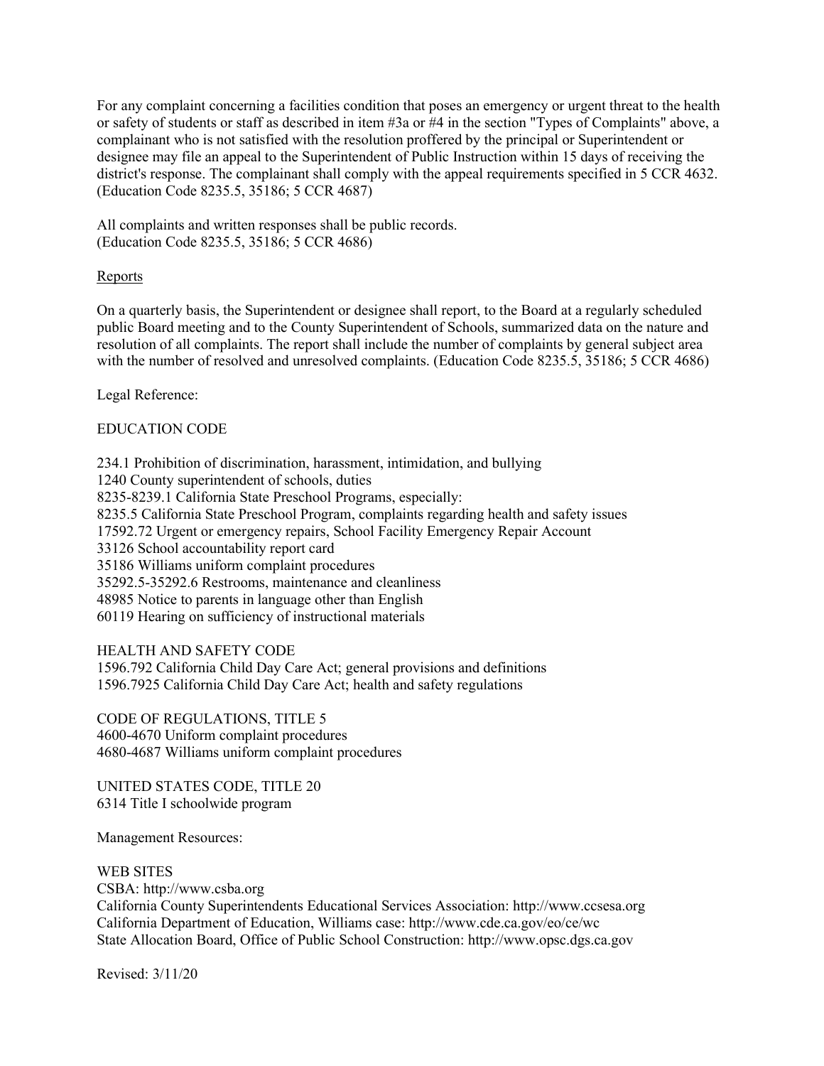For any complaint concerning a facilities condition that poses an emergency or urgent threat to the health or safety of students or staff as described in item #3a or #4 in the section "Types of Complaints" above, a complainant who is not satisfied with the resolution proffered by the principal or Superintendent or designee may file an appeal to the Superintendent of Public Instruction within 15 days of receiving the district's response. The complainant shall comply with the appeal requirements specified in 5 CCR 4632. (Education Code 8235.5, 35186; 5 CCR 4687)

All complaints and written responses shall be public records.
(Education Code 8235.5, 35186; 5 CCR 4686)

Reports

On a quarterly basis, the Superintendent or designee shall report, to the Board at a regularly scheduled public Board meeting and to the County Superintendent of Schools, summarized data on the nature and resolution of all complaints. The report shall include the number of complaints by general subject area with the number of resolved and unresolved complaints. (Education Code 8235.5, 35186; 5 CCR 4686)

Legal Reference:

EDUCATION CODE

234.1 Prohibition of discrimination, harassment, intimidation, and bullying
1240 County superintendent of schools, duties
8235-8239.1 California State Preschool Programs, especially:
8235.5 California State Preschool Program, complaints regarding health and safety issues
17592.72 Urgent or emergency repairs, School Facility Emergency Repair Account
33126 School accountability report card
35186 Williams uniform complaint procedures
35292.5-35292.6 Restrooms, maintenance and cleanliness
48985 Notice to parents in language other than English
60119 Hearing on sufficiency of instructional materials

HEALTH AND SAFETY CODE
1596.792 California Child Day Care Act; general provisions and definitions
1596.7925 California Child Day Care Act; health and safety regulations

CODE OF REGULATIONS, TITLE 5
4600-4670 Uniform complaint procedures
4680-4687 Williams uniform complaint procedures

UNITED STATES CODE, TITLE 20
6314 Title I schoolwide program

Management Resources:

WEB SITES
CSBA: http://www.csba.org
California County Superintendents Educational Services Association: http://www.ccsesa.org
California Department of Education, Williams case: http://www.cde.ca.gov/eo/ce/wc
State Allocation Board, Office of Public School Construction: http://www.opsc.dgs.ca.gov

Revised: 3/11/20